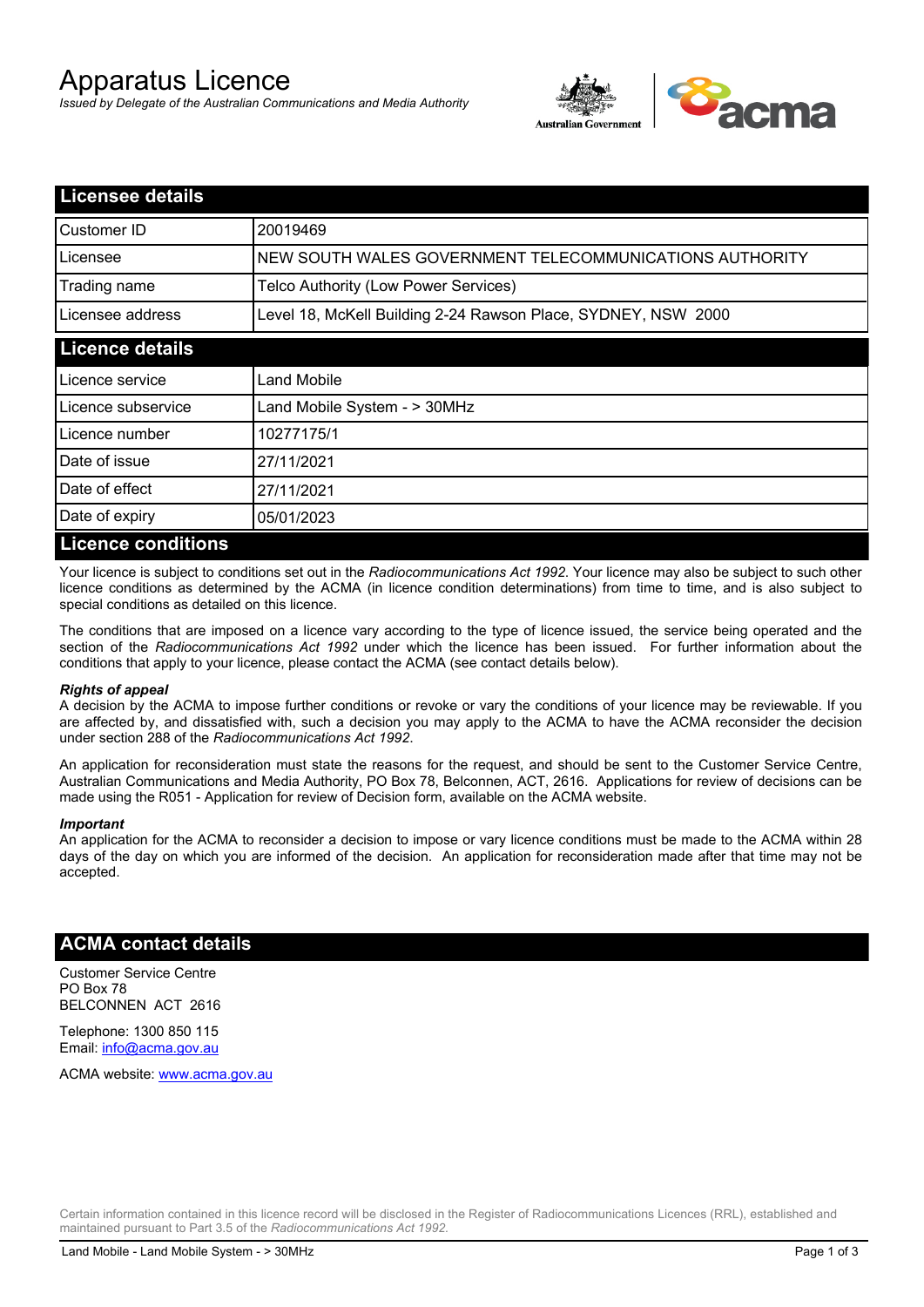# Apparatus Licence

*Issued by Delegate of the Australian Communications and Media Authority*

## Licensee details

| | |
|---|---|
| Customer ID | 20019469 |
| Licensee | NEW SOUTH WALES GOVERNMENT TELECOMMUNICATIONS AUTHORITY |
| Trading name | Telco Authority (Low Power Services) |
| Licensee address | Level 18, McKell Building 2-24 Rawson Place, SYDNEY, NSW 2000 |

## Licence details

| | |
|---|---|
| Licence service | Land Mobile |
| Licence subservice | Land Mobile System - > 30MHz |
| Licence number | 10277175/1 |
| Date of issue | 27/11/2021 |
| Date of effect | 27/11/2021 |
| Date of expiry | 05/01/2023 |

## Licence conditions

Your licence is subject to conditions set out in the *Radiocommunications Act 1992*. Your licence may also be subject to such other licence conditions as determined by the ACMA (in licence condition determinations) from time to time, and is also subject to special conditions as detailed on this licence.

The conditions that are imposed on a licence vary according to the type of licence issued, the service being operated and the section of the *Radiocommunications Act 1992* under which the licence has been issued. For further information about the conditions that apply to your licence, please contact the ACMA (see contact details below).

#### *Rights of appeal*

A decision by the ACMA to impose further conditions or revoke or vary the conditions of your licence may be reviewable. If you are affected by, and dissatisfied with, such a decision you may apply to the ACMA to have the ACMA reconsider the decision under section 288 of the *Radiocommunications Act 1992*.

An application for reconsideration must state the reasons for the request, and should be sent to the Customer Service Centre, Australian Communications and Media Authority, PO Box 78, Belconnen, ACT, 2616. Applications for review of decisions can be made using the R051 - Application for review of Decision form, available on the ACMA website.

#### *Important*

An application for the ACMA to reconsider a decision to impose or vary licence conditions must be made to the ACMA within 28 days of the day on which you are informed of the decision. An application for reconsideration made after that time may not be accepted.

## ACMA contact details

Customer Service Centre
PO Box 78
BELCONNEN ACT 2616

Telephone: 1300 850 115
Email: info@acma.gov.au

ACMA website: www.acma.gov.au

Certain information contained in this licence record will be disclosed in the Register of Radiocommunications Licences (RRL), established and maintained pursuant to Part 3.5 of the *Radiocommunications Act 1992.*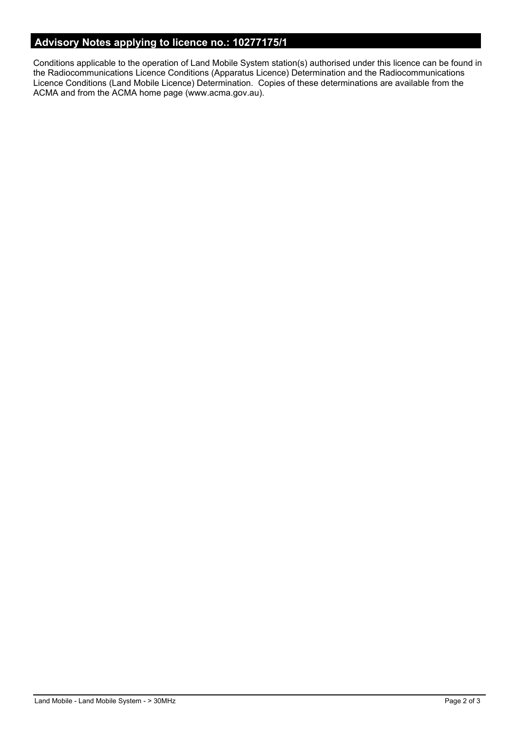## Advisory Notes applying to licence no.: 10277175/1

Conditions applicable to the operation of Land Mobile System station(s) authorised under this licence can be found in the Radiocommunications Licence Conditions (Apparatus Licence) Determination and the Radiocommunications Licence Conditions (Land Mobile Licence) Determination. Copies of these determinations are available from the ACMA and from the ACMA home page (www.acma.gov.au).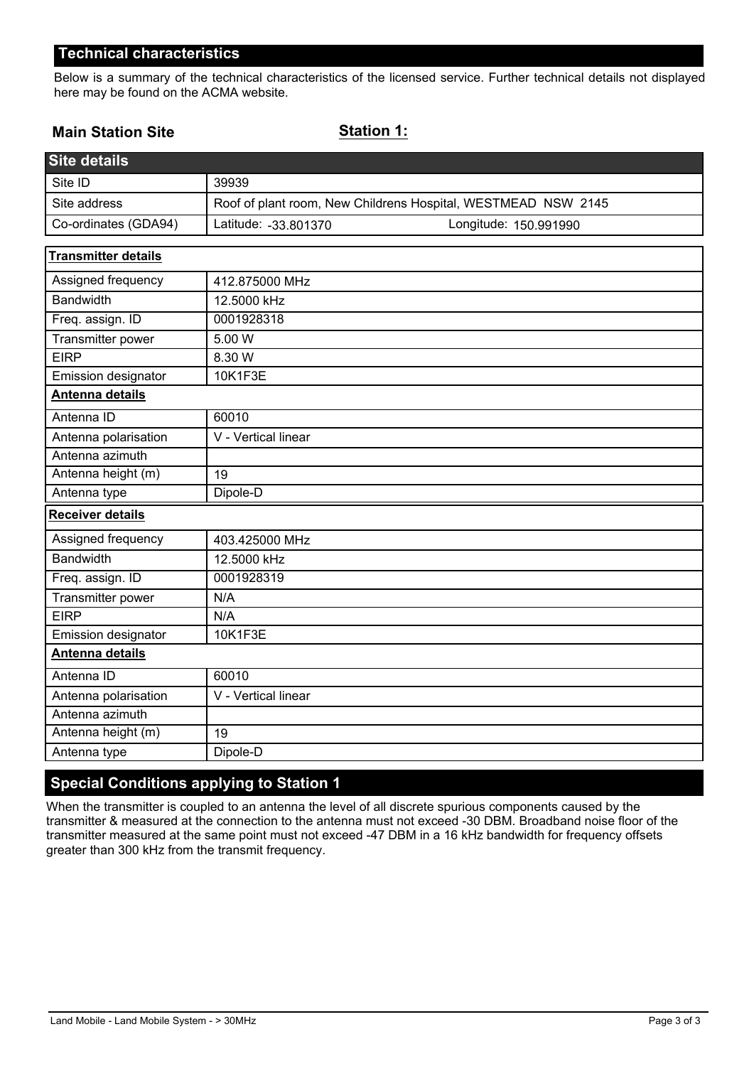## Technical characteristics

Below is a summary of the technical characteristics of the licensed service. Further technical details not displayed here may be found on the ACMA website.

**Main Station Site** **Station 1:**

| Site details | |
|---|---|
| Site ID | 39939 |
| Site address | Roof of plant room, New Childrens Hospital, WESTMEAD NSW 2145 |
| Co-ordinates (GDA94) | Latitude: -33.801370 Longitude: 150.991990 |

| Transmitter details | |
|---|---|
| Assigned frequency | 412.875000 MHz |
| Bandwidth | 12.5000 kHz |
| Freq. assign. ID | 0001928318 |
| Transmitter power | 5.00 W |
| EIRP | 8.30 W |
| Emission designator | 10K1F3E |
| **Antenna details** | |
| Antenna ID | 60010 |
| Antenna polarisation | V - Vertical linear |
| Antenna azimuth | |
| Antenna height (m) | 19 |
| Antenna type | Dipole-D |
| **Receiver details** | |
| Assigned frequency | 403.425000 MHz |
| Bandwidth | 12.5000 kHz |
| Freq. assign. ID | 0001928319 |
| Transmitter power | N/A |
| EIRP | N/A |
| Emission designator | 10K1F3E |
| **Antenna details** | |
| Antenna ID | 60010 |
| Antenna polarisation | V - Vertical linear |
| Antenna azimuth | |
| Antenna height (m) | 19 |
| Antenna type | Dipole-D |

## Special Conditions applying to Station 1

When the transmitter is coupled to an antenna the level of all discrete spurious components caused by the transmitter & measured at the connection to the antenna must not exceed -30 DBM. Broadband noise floor of the transmitter measured at the same point must not exceed -47 DBM in a 16 kHz bandwidth for frequency offsets greater than 300 kHz from the transmit frequency.